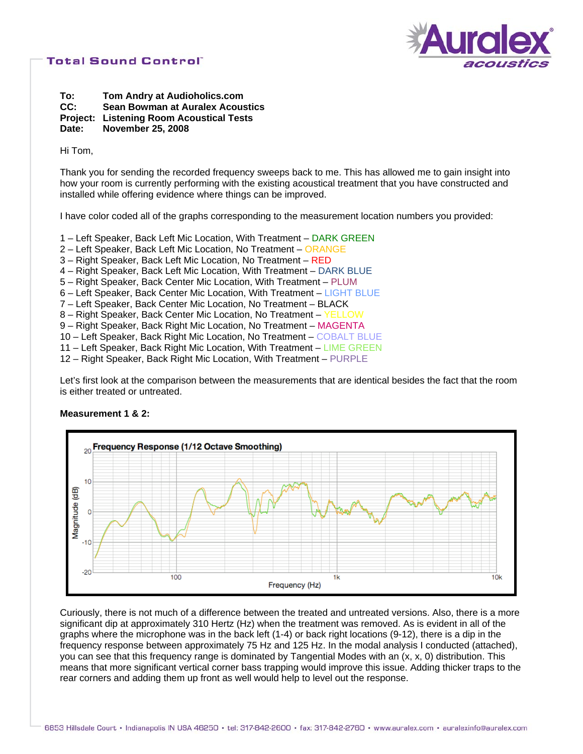**Total Sound Control™**

**Auralex acoustics**

**To:** Tom Andry at Audioholics.com
**CC:** Sean Bowman at Auralex Acoustics
**Project:** Listening Room Acoustical Tests
**Date:** November 25, 2008

Hi Tom,

Thank you for sending the recorded frequency sweeps back to me. This has allowed me to gain insight into how your room is currently performing with the existing acoustical treatment that you have constructed and installed while offering evidence where things can be improved.

I have color coded all of the graphs corresponding to the measurement location numbers you provided:

1 – Left Speaker, Back Left Mic Location, With Treatment – DARK GREEN
2 – Left Speaker, Back Left Mic Location, No Treatment – ORANGE
3 – Right Speaker, Back Left Mic Location, No Treatment – RED
4 – Right Speaker, Back Left Mic Location, With Treatment – DARK BLUE
5 – Right Speaker, Back Center Mic Location, With Treatment – PLUM
6 – Left Speaker, Back Center Mic Location, With Treatment – LIGHT BLUE
7 – Left Speaker, Back Center Mic Location, No Treatment – BLACK
8 – Right Speaker, Back Center Mic Location, No Treatment – YELLOW
9 – Right Speaker, Back Right Mic Location, No Treatment – MAGENTA
10 – Left Speaker, Back Right Mic Location, No Treatment – COBALT BLUE
11 – Left Speaker, Back Right Mic Location, With Treatment – LIME GREEN
12 – Right Speaker, Back Right Mic Location, With Treatment – PURPLE

Let's first look at the comparison between the measurements that are identical besides the fact that the room is either treated or untreated.

**Measurement 1 & 2:**

Frequency Response (1/12 Octave Smoothing)

Curiously, there is not much of a difference between the treated and untreated versions. Also, there is a more significant dip at approximately 310 Hertz (Hz) when the treatment was removed. As is evident in all of the graphs where the microphone was in the back left (1-4) or back right locations (9-12), there is a dip in the frequency response between approximately 75 Hz and 125 Hz. In the modal analysis I conducted (attached), you can see that this frequency range is dominated by Tangential Modes with an (x, x, 0) distribution. This means that more significant vertical corner bass trapping would improve this issue. Adding thicker traps to the rear corners and adding them up front as well would help to level out the response.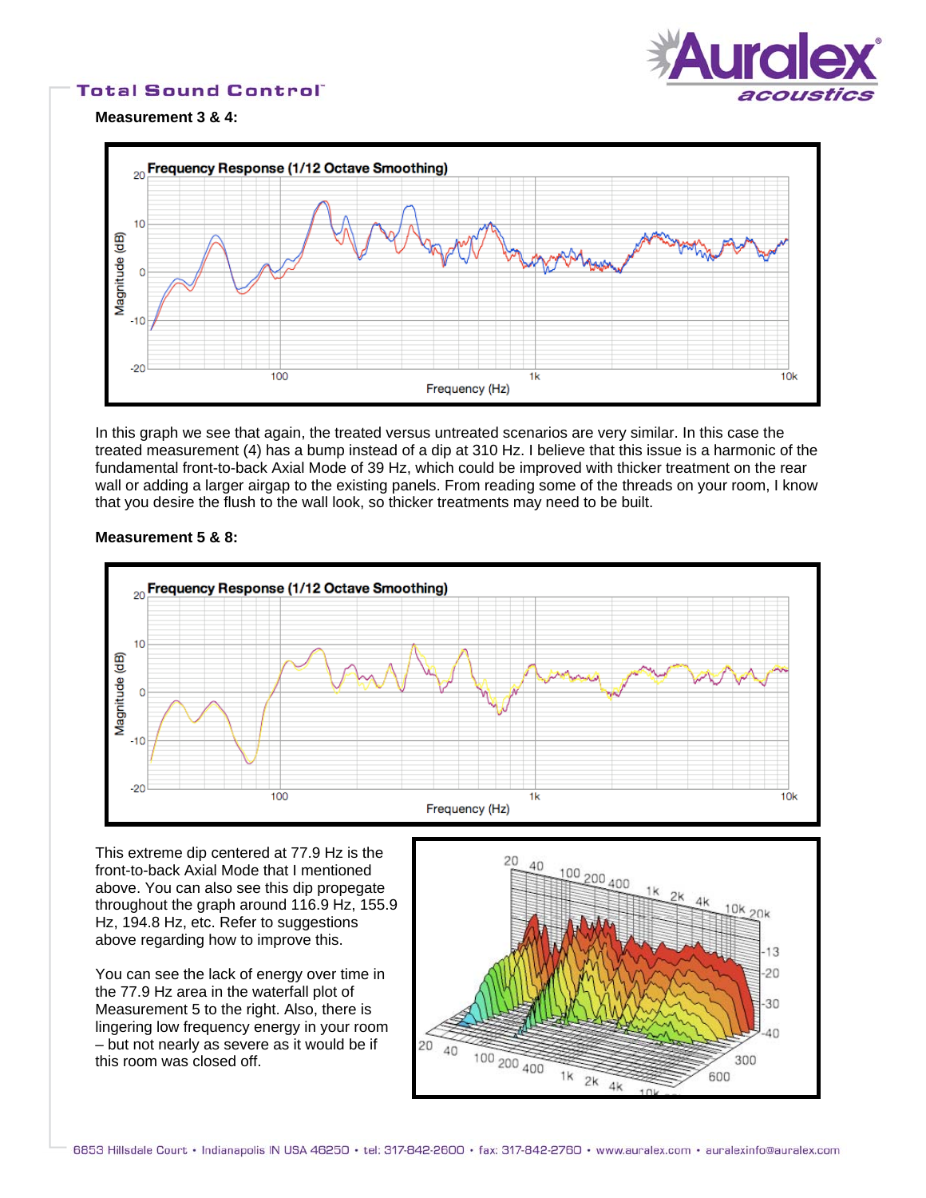**Measurement 3 & 4:**

In this graph we see that again, the treated versus untreated scenarios are very similar. In this case the treated measurement (4) has a bump instead of a dip at 310 Hz. I believe that this issue is a harmonic of the fundamental front-to-back Axial Mode of 39 Hz, which could be improved with thicker treatment on the rear wall or adding a larger airgap to the existing panels. From reading some of the threads on your room, I know that you desire the flush to the wall look, so thicker treatments may need to be built.

**Measurement 5 & 8:**

This extreme dip centered at 77.9 Hz is the front-to-back Axial Mode that I mentioned above. You can also see this dip propegate throughout the graph around 116.9 Hz, 155.9 Hz, 194.8 Hz, etc. Refer to suggestions above regarding how to improve this.

You can see the lack of energy over time in the 77.9 Hz area in the waterfall plot of Measurement 5 to the right. Also, there is lingering low frequency energy in your room – but not nearly as severe as it would be if this room was closed off.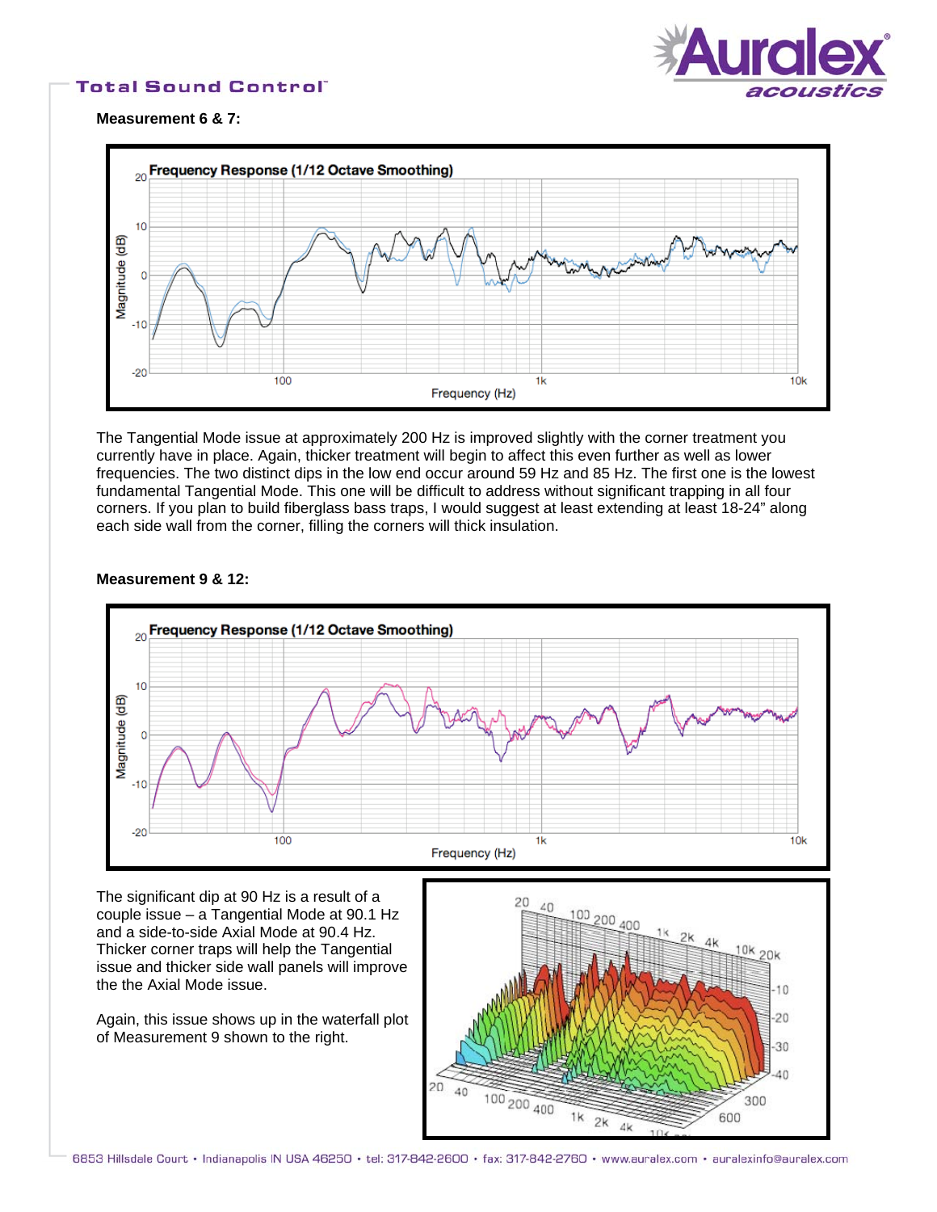**Measurement 6 & 7:**

The Tangential Mode issue at approximately 200 Hz is improved slightly with the corner treatment you currently have in place. Again, thicker treatment will begin to affect this even further as well as lower frequencies. The two distinct dips in the low end occur around 59 Hz and 85 Hz. The first one is the lowest fundamental Tangential Mode. This one will be difficult to address without significant trapping in all four corners. If you plan to build fiberglass bass traps, I would suggest at least extending at least 18-24" along each side wall from the corner, filling the corners will thick insulation.

**Measurement 9 & 12:**

The significant dip at 90 Hz is a result of a couple issue – a Tangential Mode at 90.1 Hz and a side-to-side Axial Mode at 90.4 Hz. Thicker corner traps will help the Tangential issue and thicker side wall panels will improve the the Axial Mode issue.

Again, this issue shows up in the waterfall plot of Measurement 9 shown to the right.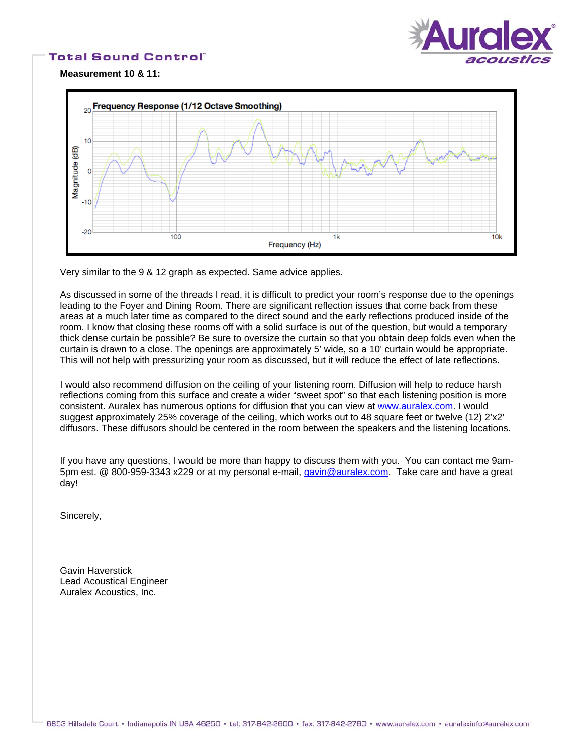**Measurement 10 & 11:**

Frequency Response (1/12 Octave Smoothing)

20
10
0
-10
-20
Magnitude (dB)
100
1k
10k
Frequency (Hz)

Very similar to the 9 & 12 graph as expected. Same advice applies.

As discussed in some of the threads I read, it is difficult to predict your room's response due to the openings leading to the Foyer and Dining Room. There are significant reflection issues that come back from these areas at a much later time as compared to the direct sound and the early reflections produced inside of the room. I know that closing these rooms off with a solid surface is out of the question, but would a temporary thick dense curtain be possible? Be sure to oversize the curtain so that you obtain deep folds even when the curtain is drawn to a close. The openings are approximately 5' wide, so a 10' curtain would be appropriate. This will not help with pressurizing your room as discussed, but it will reduce the effect of late reflections.

I would also recommend diffusion on the ceiling of your listening room. Diffusion will help to reduce harsh reflections coming from this surface and create a wider "sweet spot" so that each listening position is more consistent. Auralex has numerous options for diffusion that you can view at www.auralex.com. I would suggest approximately 25% coverage of the ceiling, which works out to 48 square feet or twelve (12) 2'x2' diffusors. These diffusors should be centered in the room between the speakers and the listening locations.

If you have any questions, I would be more than happy to discuss them with you. You can contact me 9am-5pm est. @ 800-959-3343 x229 or at my personal e-mail, gavin@auralex.com. Take care and have a great day!

Sincerely,

Gavin Haverstick
Lead Acoustical Engineer
Auralex Acoustics, Inc.